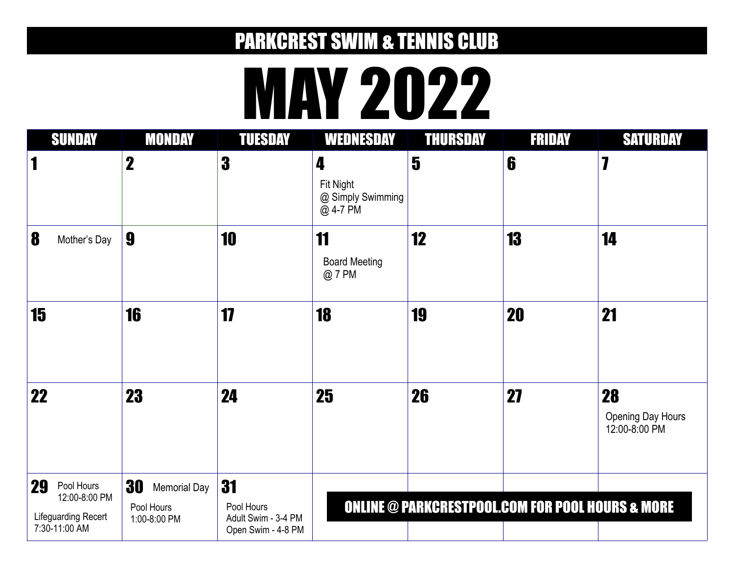# PARKCREST SWIM & TENNIS CLUB

# MAY 2022

| SUNDAY | MONDAY | TUESDAY | WEDNESDAY | THURSDAY | FRIDAY | SATURDAY |
|---|---|---|---|---|---|---|
| **1** | **2** | **3** | **4** Fit Night @ Simply Swimming @ 4-7 PM | **5** | **6** | **7** |
| **8** Mother's Day | **9** | **10** | **11** Board Meeting @ 7 PM | **12** | **13** | **14** |
| **15** | **16** | **17** | **18** | **19** | **20** | **21** |
| **22** | **23** | **24** | **25** | **26** | **27** | **28** Opening Day Hours 12:00-8:00 PM |
| **29** Pool Hours 12:00-8:00 PM Lifeguarding Recert 7:30-11:00 AM | **30** Memorial Day Pool Hours 1:00-8:00 PM | **31** Pool Hours Adult Swim - 3-4 PM Open Swim - 4-8 PM | | | | |

**ONLINE @ PARKCRESTPOOL.COM FOR POOL HOURS & MORE**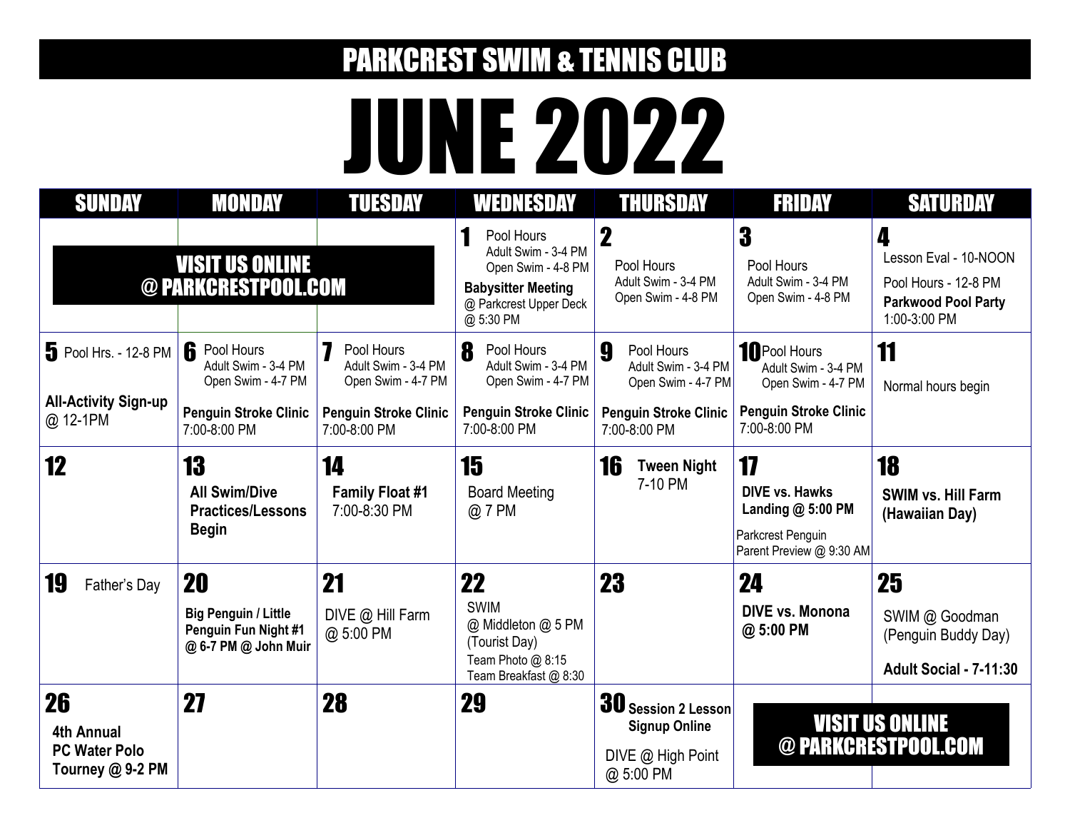# PARKCREST SWIM & TENNIS CLUB

# JUNE 2022

| SUNDAY | MONDAY | TUESDAY | WEDNESDAY | THURSDAY | FRIDAY | SATURDAY |
|---|---|---|---|---|---|---|
| **VISIT US ONLINE @ PARKCREST POOL.COM** | | | **1** Pool Hours Adult Swim - 3-4 PM Open Swim - 4-8 PM **Babysitter Meeting** @ Parkcrest Upper Deck @ 5:30 PM | **2** Pool Hours Adult Swim - 3-4 PM Open Swim - 4-8 PM | **3** Pool Hours Adult Swim - 3-4 PM Open Swim - 4-8 PM | **4** Lesson Eval - 10-NOON Pool Hours - 12-8 PM **Parkwood Pool Party** 1:00-3:00 PM |
| **5** Pool Hrs. - 12-8 PM **All-Activity Sign-up** @ 12-1PM | **6** Pool Hours Adult Swim - 3-4 PM Open Swim - 4-7 PM **Penguin Stroke Clinic** 7:00-8:00 PM | **7** Pool Hours Adult Swim - 3-4 PM Open Swim - 4-7 PM **Penguin Stroke Clinic** 7:00-8:00 PM | **8** Pool Hours Adult Swim - 3-4 PM Open Swim - 4-7 PM **Penguin Stroke Clinic** 7:00-8:00 PM | **9** Pool Hours Adult Swim - 3-4 PM Open Swim - 4-7 PM **Penguin Stroke Clinic** 7:00-8:00 PM | **10** Pool Hours Adult Swim - 3-4 PM Open Swim - 4-7 PM **Penguin Stroke Clinic** 7:00-8:00 PM | **11** Normal hours begin |
| **12** | **13** **All Swim/Dive Practices/Lessons Begin** | **14** **Family Float #1** 7:00-8:30 PM | **15** Board Meeting @ 7 PM | **16** **Tween Night** 7-10 PM | **17** **DIVE vs. Hawks Landing @ 5:00 PM** Parkcrest Penguin Parent Preview @ 9:30 AM | **18** **SWIM vs. Hill Farm (Hawaiian Day)** |
| **19** Father's Day | **20** **Big Penguin / Little Penguin Fun Night #1 @ 6-7 PM @ John Muir** | **21** DIVE @ Hill Farm @ 5:00 PM | **22** SWIM @ Middleton @ 5 PM (Tourist Day) Team Photo @ 8:15 Team Breakfast @ 8:30 | **23** | **24** **DIVE vs. Monona @ 5:00 PM** | **25** SWIM @ Goodman (Penguin Buddy Day) **Adult Social - 7-11:30** |
| **26** **4th Annual PC Water Polo Tourney @ 9-2 PM** | **27** | **28** | **29** | **30** **Session 2 Lesson Signup Online** DIVE @ High Point @ 5:00 PM | **VISIT US ONLINE @ PARKCRESTPOOL.COM** | |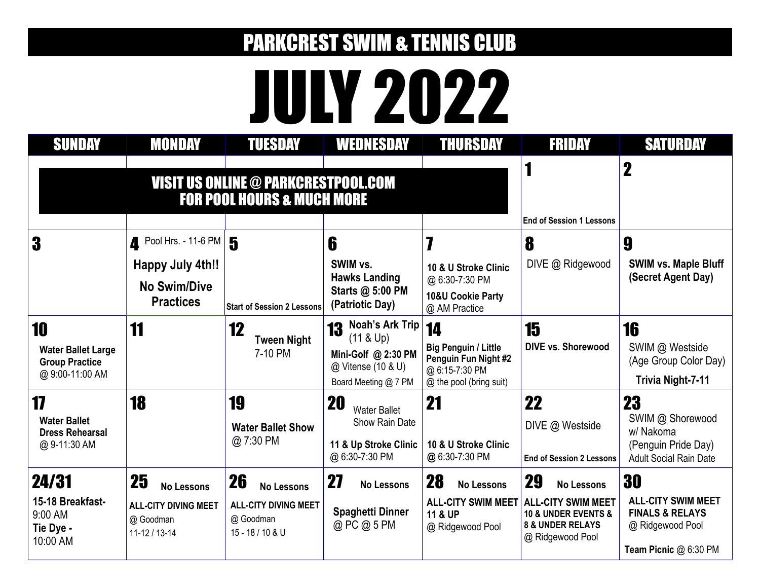# PARKCREST SWIM & TENNIS CLUB

# JULY 2022

| SUNDAY | MONDAY | TUESDAY | WEDNESDAY | THURSDAY | FRIDAY | SATURDAY |
|---|---|---|---|---|---|---|
| **VISIT US ONLINE @ PARKCRESTPOOL.COM FOR POOL HOURS & MUCH MORE** | | | | | **1** **End of Session 1 Lessons** | **2** |
| **3** | **4** Pool Hrs. - 11-6 PM **Happy July 4th!!** **No Swim/Dive Practices** | **5** **Start of Session 2 Lessons** | **6** **SWIM vs. Hawks Landing Starts @ 5:00 PM (Patriotic Day)** | **7** **10 & U Stroke Clinic** @ 6:30-7:30 PM **10&U Cookie Party** @ AM Practice | **8** DIVE @ Ridgewood | **9** **SWIM vs. Maple Bluff (Secret Agent Day)** |
| **10** **Water Ballet Large Group Practice** @ 9:00-11:00 AM | **11** | **12** **Tween Night** 7-10 PM | **13** **Noah's Ark Trip** (11 & Up) **Mini-Golf @ 2:30 PM** @ Vitense (10 & U) Board Meeting @ 7 PM | **14** **Big Penguin / Little Penguin Fun Night #2** @ 6:15-7:30 PM @ the pool (bring suit) | **15** **DIVE vs. Shorewood** | **16** SWIM @ Westside (Age Group Color Day) **Trivia Night-7-11** |
| **17** **Water Ballet Dress Rehearsal** @ 9-11:30 AM | **18** | **19** **Water Ballet Show** @ 7:30 PM | **20** Water Ballet Show Rain Date **11 & Up Stroke Clinic** @ 6:30-7:30 PM | **21** **10 & U Stroke Clinic** @ 6:30-7:30 PM | **22** DIVE @ Westside **End of Session 2 Lessons** | **23** SWIM @ Shorewood w/ Nakoma (Penguin Pride Day) Adult Social Rain Date |
| **24/31** **15-18 Breakfast-** 9:00 AM **Tie Dye -** 10:00 AM | **25** **No Lessons** **ALL-CITY DIVING MEET** @ Goodman 11-12 / 13-14 | **26** **No Lessons** **ALL-CITY DIVING MEET** @ Goodman 15 - 18 / 10 & U | **27** **No Lessons** **Spaghetti Dinner** @ PC @ 5 PM | **28** **No Lessons** **ALL-CITY SWIM MEET 11 & UP** @ Ridgewood Pool | **29** **No Lessons** **ALL-CITY SWIM MEET 10 & UNDER EVENTS & 8 & UNDER RELAYS** @ Ridgewood Pool | **30** **ALL-CITY SWIM MEET FINALS & RELAYS** @ Ridgewood Pool **Team Picnic** @ 6:30 PM |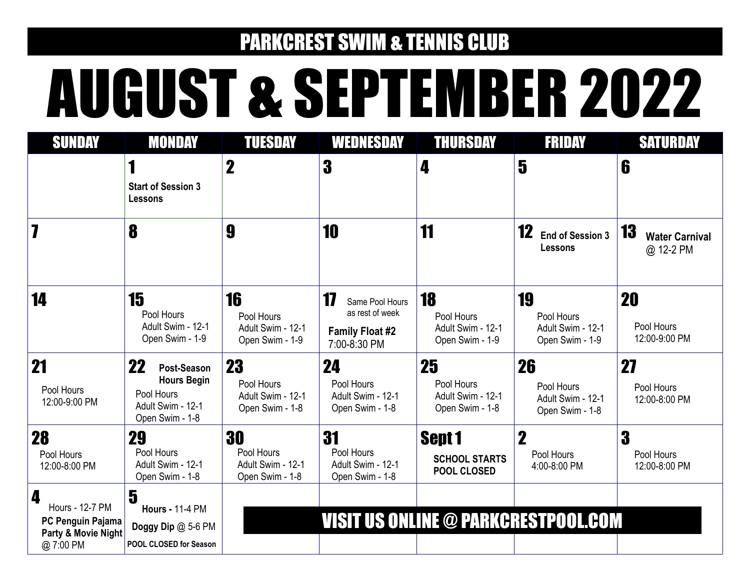# PARKCREST SWIM & TENNIS CLUB

# AUGUST & SEPTEMBER 2022

| SUNDAY | MONDAY | TUESDAY | WEDNESDAY | THURSDAY | FRIDAY | SATURDAY |
|---|---|---|---|---|---|---|
| | **1** **Start of Session 3 Lessons** | **2** | **3** | **4** | **5** | **6** |
| **7** | **8** | **9** | **10** | **11** | **12** **End of Session 3 Lessons** | **13** **Water Carnival** @ 12-2 PM |
| **14** | **15** Pool Hours Adult Swim - 12-1 Open Swim - 1-9 | **16** Pool Hours Adult Swim - 12-1 Open Swim - 1-9 | **17** Same Pool Hours as rest of week **Family Float #2** 7:00-8:30 PM | **18** Pool Hours Adult Swim - 12-1 Open Swim - 1-9 | **19** Pool Hours Adult Swim - 12-1 Open Swim - 1-9 | **20** Pool Hours 12:00-9:00 PM |
| **21** Pool Hours 12:00-9:00 PM | **22** **Post-Season Hours Begin** Pool Hours Adult Swim - 12-1 Open Swim - 1-8 | **23** Pool Hours Adult Swim - 12-1 Open Swim - 1-8 | **24** Pool Hours Adult Swim - 12-1 Open Swim - 1-8 | **25** Pool Hours Adult Swim - 12-1 Open Swim - 1-8 | **26** Pool Hours Adult Swim - 12-1 Open Swim - 1-8 | **27** Pool Hours 12:00-8:00 PM |
| **28** Pool Hours 12:00-8:00 PM | **29** Pool Hours Adult Swim - 12-1 Open Swim - 1-8 | **30** Pool Hours Adult Swim - 12-1 Open Swim - 1-8 | **31** Pool Hours Adult Swim - 12-1 Open Swim - 1-8 | **Sept 1** **SCHOOL STARTS POOL CLOSED** | **2** Pool Hours 4:00-8:00 PM | **3** Pool Hours 12:00-8:00 PM |
| **4** Hours - 12-7 PM **PC Penguin Pajama Party & Movie Night** @ 7:00 PM | **5** **Hours -** 11-4 PM **Doggy Dip** @ 5-6 PM **POOL CLOSED for Season** | | | | | |

**VISIT US ONLINE @ PARKCRESTPOOL.COM**